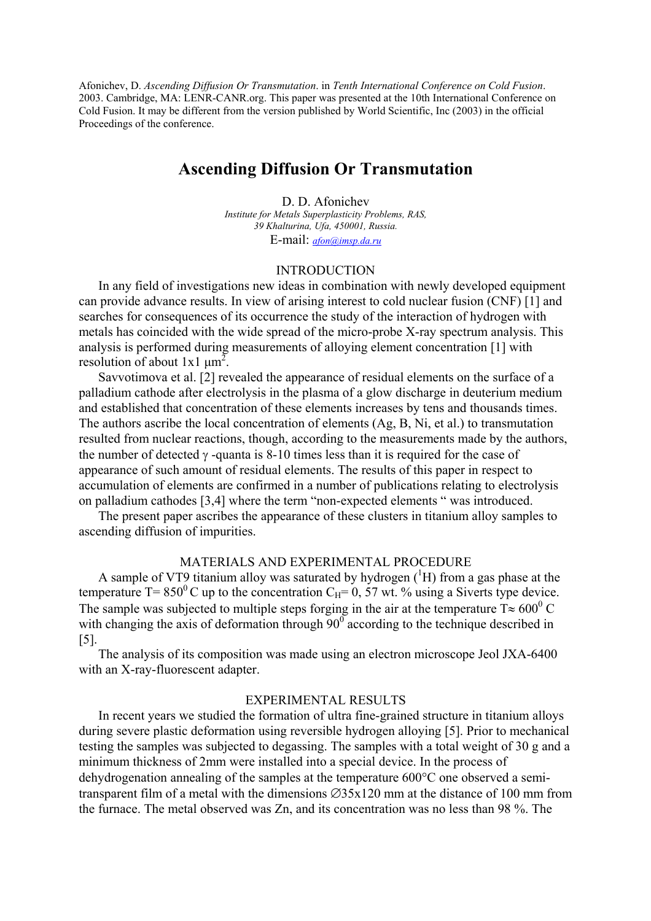Afonichev, D. *Ascending Diffusion Or Transmutation*. in *Tenth International Conference on Cold Fusion*. 2003. Cambridge, MA: LENR-CANR.org. This paper was presented at the 10th International Conference on Cold Fusion. It may be different from the version published by World Scientific, Inc (2003) in the official Proceedings of the conference.

# Ascending Diffusion Or Transmutation

D. D. Afonichev

*Institute for Metals Superplasticity Problems, RAS, 39 Khalturina, Ufa, 450001, Russia.*

E-mail: *afon@imsp.da.ru*

## INTRODUCTION

In any field of investigations new ideas in combination with newly developed equipment can provide advance results. In view of arising interest to cold nuclear fusion (CNF) [1] and searches for consequences of its occurrence the study of the interaction of hydrogen with metals has coincided with the wide spread of the micro-probe X-ray spectrum analysis. This analysis is performed during measurements of alloying element concentration [1] with resolution of about 1x1 $\mu m^2$.

Savvotimova et al. [2] revealed the appearance of residual elements on the surface of a palladium cathode after electrolysis in the plasma of a glow discharge in deuterium medium and established that concentration of these elements increases by tens and thousands times. The authors ascribe the local concentration of elements (Ag, B, Ni, et al.) to transmutation resulted from nuclear reactions, though, according to the measurements made by the authors, the number of detected $\gamma$ -quanta is 8-10 times less than it is required for the case of appearance of such amount of residual elements. The results of this paper in respect to accumulation of elements are confirmed in a number of publications relating to electrolysis on palladium cathodes [3,4] where the term "non-expected elements " was introduced.

The present paper ascribes the appearance of these clusters in titanium alloy samples to ascending diffusion of impurities.

## MATERIALS AND EXPERIMENTAL PROCEDURE

A sample of VT9 titanium alloy was saturated by hydrogen ($^1H$) from a gas phase at the temperature T= $850^0$ C up to the concentration $C_H$= 0, 57 wt. % using a Siverts type device. The sample was subjected to multiple steps forging in the air at the temperature T$\approx$ $600^0$ C with changing the axis of deformation through $90^0$ according to the technique described in [5].

The analysis of its composition was made using an electron microscope Jeol JXA-6400 with an X-ray-fluorescent adapter.

## EXPERIMENTAL RESULTS

In recent years we studied the formation of ultra fine-grained structure in titanium alloys during severe plastic deformation using reversible hydrogen alloying [5]. Prior to mechanical testing the samples was subjected to degassing. The samples with a total weight of 30 g and a minimum thickness of 2mm were installed into a special device. In the process of dehydrogenation annealing of the samples at the temperature 600°C one observed a semi-transparent film of a metal with the dimensions ∅35x120 mm at the distance of 100 mm from the furnace. The metal observed was Zn, and its concentration was no less than 98 %. The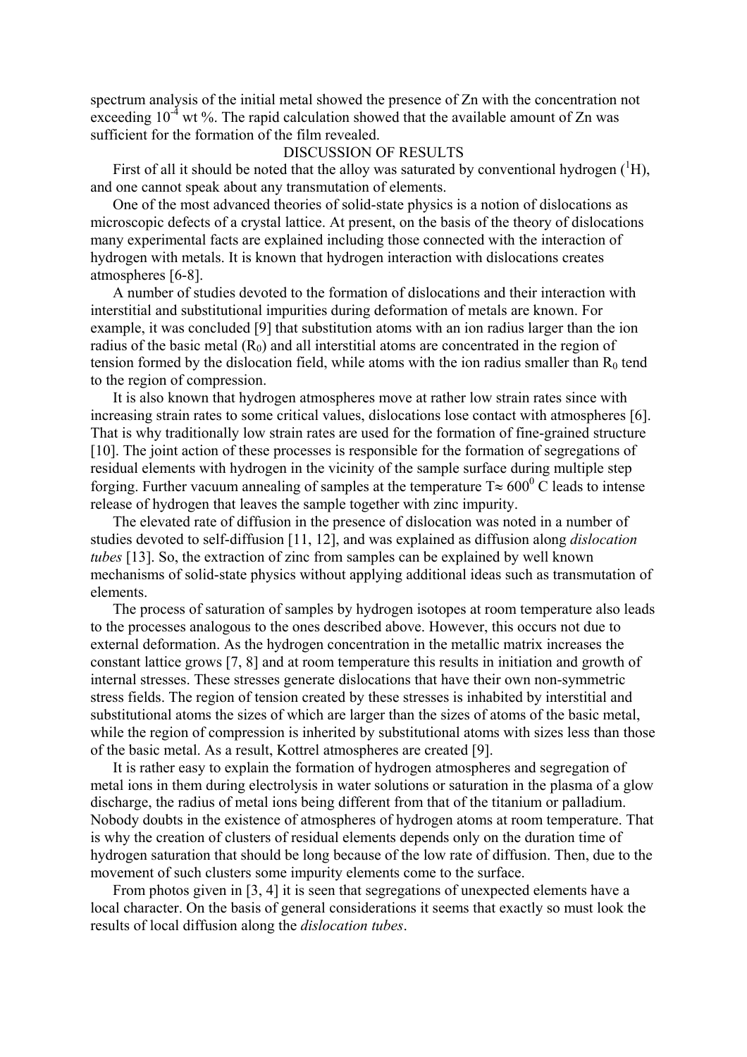spectrum analysis of the initial metal showed the presence of Zn with the concentration not exceeding $10^{-4}$ wt %. The rapid calculation showed that the available amount of Zn was sufficient for the formation of the film revealed.

## DISCUSSION OF RESULTS

First of all it should be noted that the alloy was saturated by conventional hydrogen ($^1H$), and one cannot speak about any transmutation of elements.

One of the most advanced theories of solid-state physics is a notion of dislocations as microscopic defects of a crystal lattice. At present, on the basis of the theory of dislocations many experimental facts are explained including those connected with the interaction of hydrogen with metals. It is known that hydrogen interaction with dislocations creates atmospheres [6-8].

A number of studies devoted to the formation of dislocations and their interaction with interstitial and substitutional impurities during deformation of metals are known. For example, it was concluded [9] that substitution atoms with an ion radius larger than the ion radius of the basic metal ($R_0$) and all interstitial atoms are concentrated in the region of tension formed by the dislocation field, while atoms with the ion radius smaller than $R_0$ tend to the region of compression.

It is also known that hydrogen atmospheres move at rather low strain rates since with increasing strain rates to some critical values, dislocations lose contact with atmospheres [6]. That is why traditionally low strain rates are used for the formation of fine-grained structure [10]. The joint action of these processes is responsible for the formation of segregations of residual elements with hydrogen in the vicinity of the sample surface during multiple step forging. Further vacuum annealing of samples at the temperature $T \approx 600^0$ C leads to intense release of hydrogen that leaves the sample together with zinc impurity.

The elevated rate of diffusion in the presence of dislocation was noted in a number of studies devoted to self-diffusion [11, 12], and was explained as diffusion along *dislocation tubes* [13]. So, the extraction of zinc from samples can be explained by well known mechanisms of solid-state physics without applying additional ideas such as transmutation of elements.

The process of saturation of samples by hydrogen isotopes at room temperature also leads to the processes analogous to the ones described above. However, this occurs not due to external deformation. As the hydrogen concentration in the metallic matrix increases the constant lattice grows [7, 8] and at room temperature this results in initiation and growth of internal stresses. These stresses generate dislocations that have their own non-symmetric stress fields. The region of tension created by these stresses is inhabited by interstitial and substitutional atoms the sizes of which are larger than the sizes of atoms of the basic metal, while the region of compression is inherited by substitutional atoms with sizes less than those of the basic metal. As a result, Kottrel atmospheres are created [9].

It is rather easy to explain the formation of hydrogen atmospheres and segregation of metal ions in them during electrolysis in water solutions or saturation in the plasma of a glow discharge, the radius of metal ions being different from that of the titanium or palladium. Nobody doubts in the existence of atmospheres of hydrogen atoms at room temperature. That is why the creation of clusters of residual elements depends only on the duration time of hydrogen saturation that should be long because of the low rate of diffusion. Then, due to the movement of such clusters some impurity elements come to the surface.

From photos given in [3, 4] it is seen that segregations of unexpected elements have a local character. On the basis of general considerations it seems that exactly so must look the results of local diffusion along the *dislocation tubes*.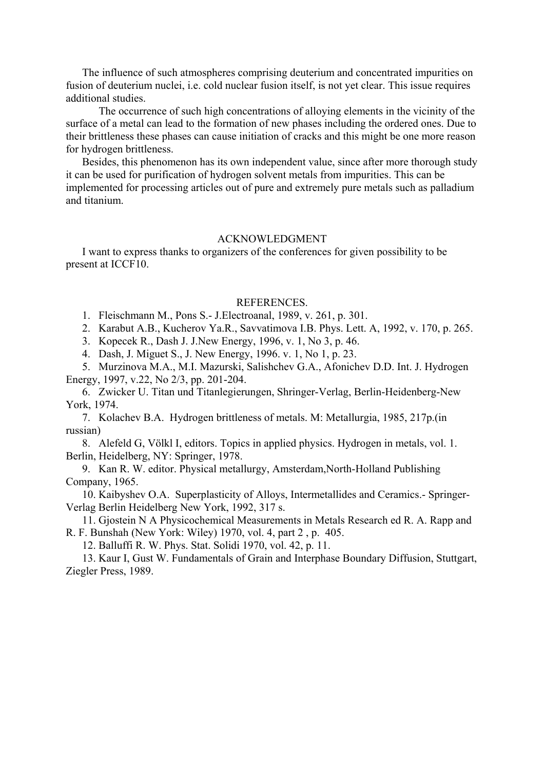The influence of such atmospheres comprising deuterium and concentrated impurities on fusion of deuterium nuclei, i.e. cold nuclear fusion itself, is not yet clear. This issue requires additional studies.

The occurrence of such high concentrations of alloying elements in the vicinity of the surface of a metal can lead to the formation of new phases including the ordered ones. Due to their brittleness these phases can cause initiation of cracks and this might be one more reason for hydrogen brittleness.

Besides, this phenomenon has its own independent value, since after more thorough study it can be used for purification of hydrogen solvent metals from impurities. This can be implemented for processing articles out of pure and extremely pure metals such as palladium and titanium.

## ACKNOWLEDGMENT

I want to express thanks to organizers of the conferences for given possibility to be present at ICCF10.

## REFERENCES.

1. Fleischmann M., Pons S.- J.Electroanal, 1989, v. 261, p. 301.
2. Karabut A.B., Kucherov Ya.R., Savvatimova I.B. Phys. Lett. A, 1992, v. 170, p. 265.
3. Kopecek R., Dash J. J.New Energy, 1996, v. 1, No 3, p. 46.
4. Dash, J. Miguet S., J. New Energy, 1996. v. 1, No 1, p. 23.
5. Murzinova M.A., M.I. Mazurski, Salishchev G.A., Afonichev D.D. Int. J. Hydrogen Energy, 1997, v.22, No 2/3, pp. 201-204.
6. Zwicker U. Titan und Titanlegierungen, Shringer-Verlag, Berlin-Heidenberg-New York, 1974.
7. Kolachev B.A. Hydrogen brittleness of metals. M: Metallurgia, 1985, 217p.(in russian)
8. Alefeld G, Völkl I, editors. Topics in applied physics. Hydrogen in metals, vol. 1. Berlin, Heidelberg, NY: Springer, 1978.
9. Kan R. W. editor. Physical metallurgy, Amsterdam,North-Holland Publishing Company, 1965.
10. Kaibyshev O.A. Superplasticity of Alloys, Intermetallides and Ceramics.- Springer-Verlag Berlin Heidelberg New York, 1992, 317 s.
11. Gjostein N A Physicochemical Measurements in Metals Research ed R. A. Rapp and R. F. Bunshah (New York: Wiley) 1970, vol. 4, part 2 , p. 405.
12. Balluffi R. W. Phys. Stat. Solidi 1970, vol. 42, p. 11.
13. Kaur I, Gust W. Fundamentals of Grain and Interphase Boundary Diffusion, Stuttgart, Ziegler Press, 1989.